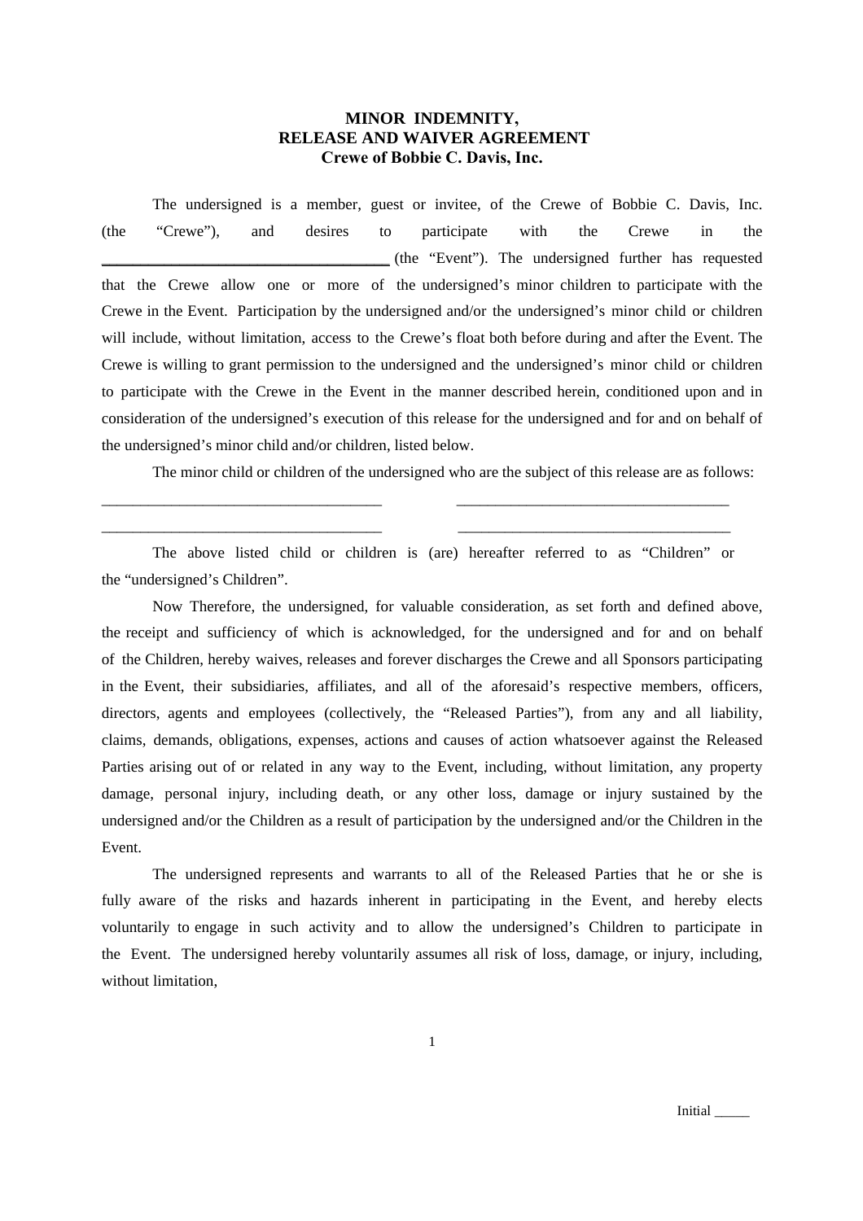**MINOR INDEMNITY,**
**RELEASE AND WAIVER AGREEMENT**
**Crewe of Bobbie C. Davis, Inc.**

The undersigned is a member, guest or invitee, of the Crewe of Bobbie C. Davis, Inc. (the "Crewe"), and desires to participate with the Crewe in the ____________________________________ (the "Event"). The undersigned further has requested that the Crewe allow one or more of the undersigned's minor children to participate with the Crewe in the Event. Participation by the undersigned and/or the undersigned's minor child or children will include, without limitation, access to the Crewe's float both before during and after the Event. The Crewe is willing to grant permission to the undersigned and the undersigned's minor child or children to participate with the Crewe in the Event in the manner described herein, conditioned upon and in consideration of the undersigned's execution of this release for the undersigned and for and on behalf of the undersigned's minor child and/or children, listed below.

The minor child or children of the undersigned who are the subject of this release are as follows:

____________________________________ ____________________________________

____________________________________ ____________________________________

The above listed child or children is (are) hereafter referred to as "Children" or the "undersigned's Children".

Now Therefore, the undersigned, for valuable consideration, as set forth and defined above, the receipt and sufficiency of which is acknowledged, for the undersigned and for and on behalf of the Children, hereby waives, releases and forever discharges the Crewe and all Sponsors participating in the Event, their subsidiaries, affiliates, and all of the aforesaid's respective members, officers, directors, agents and employees (collectively, the "Released Parties"), from any and all liability, claims, demands, obligations, expenses, actions and causes of action whatsoever against the Released Parties arising out of or related in any way to the Event, including, without limitation, any property damage, personal injury, including death, or any other loss, damage or injury sustained by the undersigned and/or the Children as a result of participation by the undersigned and/or the Children in the Event.

The undersigned represents and warrants to all of the Released Parties that he or she is fully aware of the risks and hazards inherent in participating in the Event, and hereby elects voluntarily to engage in such activity and to allow the undersigned's Children to participate in the Event. The undersigned hereby voluntarily assumes all risk of loss, damage, or injury, including, without limitation,

Initial _____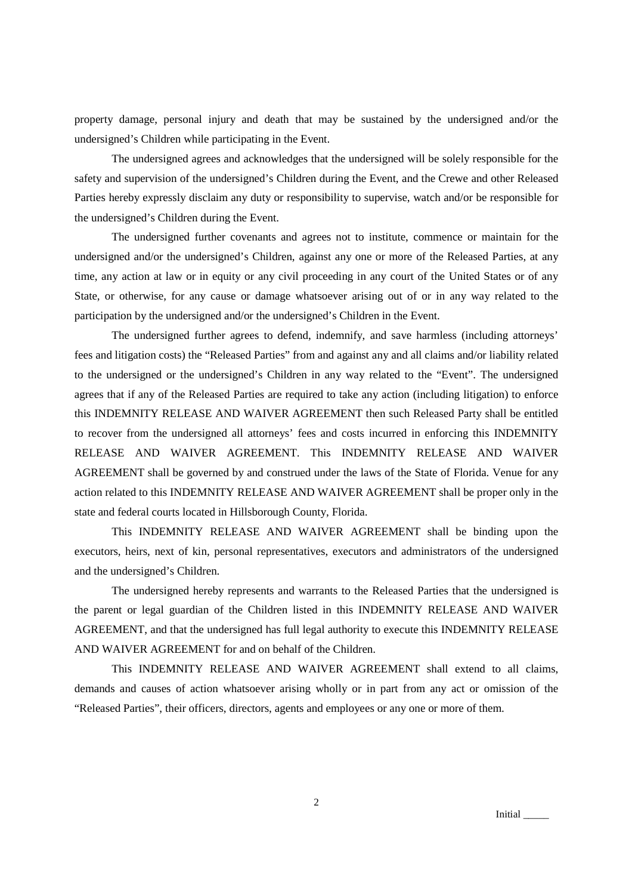property damage, personal injury and death that may be sustained by the undersigned and/or the undersigned's Children while participating in the Event.

The undersigned agrees and acknowledges that the undersigned will be solely responsible for the safety and supervision of the undersigned's Children during the Event, and the Crewe and other Released Parties hereby expressly disclaim any duty or responsibility to supervise, watch and/or be responsible for the undersigned's Children during the Event.

The undersigned further covenants and agrees not to institute, commence or maintain for the undersigned and/or the undersigned's Children, against any one or more of the Released Parties, at any time, any action at law or in equity or any civil proceeding in any court of the United States or of any State, or otherwise, for any cause or damage whatsoever arising out of or in any way related to the participation by the undersigned and/or the undersigned's Children in the Event.

The undersigned further agrees to defend, indemnify, and save harmless (including attorneys' fees and litigation costs) the "Released Parties" from and against any and all claims and/or liability related to the undersigned or the undersigned's Children in any way related to the "Event". The undersigned agrees that if any of the Released Parties are required to take any action (including litigation) to enforce this INDEMNITY RELEASE AND WAIVER AGREEMENT then such Released Party shall be entitled to recover from the undersigned all attorneys' fees and costs incurred in enforcing this INDEMNITY RELEASE AND WAIVER AGREEMENT. This INDEMNITY RELEASE AND WAIVER AGREEMENT shall be governed by and construed under the laws of the State of Florida. Venue for any action related to this INDEMNITY RELEASE AND WAIVER AGREEMENT shall be proper only in the state and federal courts located in Hillsborough County, Florida.

This INDEMNITY RELEASE AND WAIVER AGREEMENT shall be binding upon the executors, heirs, next of kin, personal representatives, executors and administrators of the undersigned and the undersigned's Children.

The undersigned hereby represents and warrants to the Released Parties that the undersigned is the parent or legal guardian of the Children listed in this INDEMNITY RELEASE AND WAIVER AGREEMENT, and that the undersigned has full legal authority to execute this INDEMNITY RELEASE AND WAIVER AGREEMENT for and on behalf of the Children.

This INDEMNITY RELEASE AND WAIVER AGREEMENT shall extend to all claims, demands and causes of action whatsoever arising wholly or in part from any act or omission of the "Released Parties", their officers, directors, agents and employees or any one or more of them.

Initial _____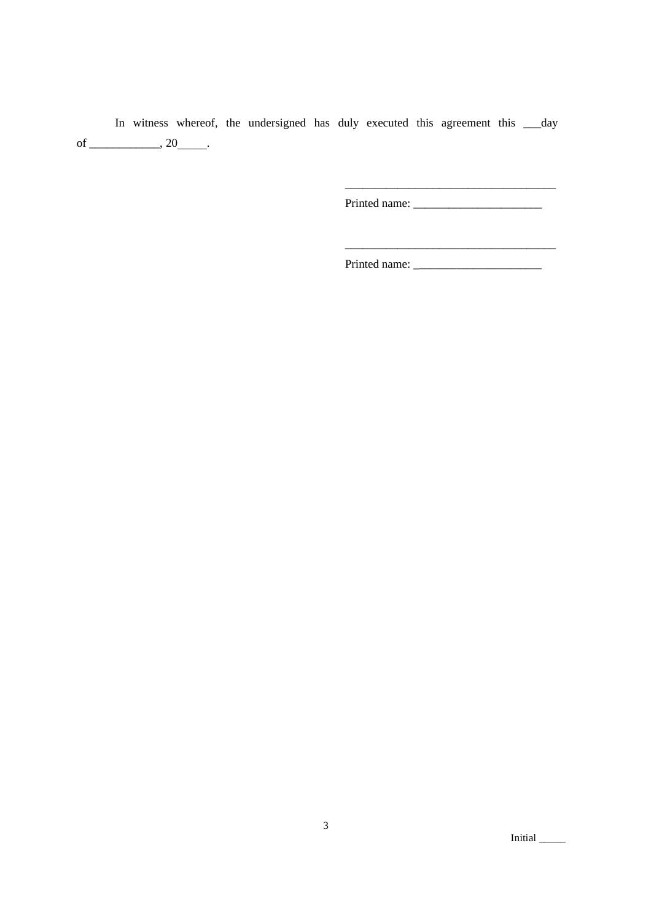In witness whereof, the undersigned has duly executed this agreement this ___day of ____________, 20_____.

___________________________________

Printed name: ______________________

___________________________________

Printed name: ______________________

Initial _____